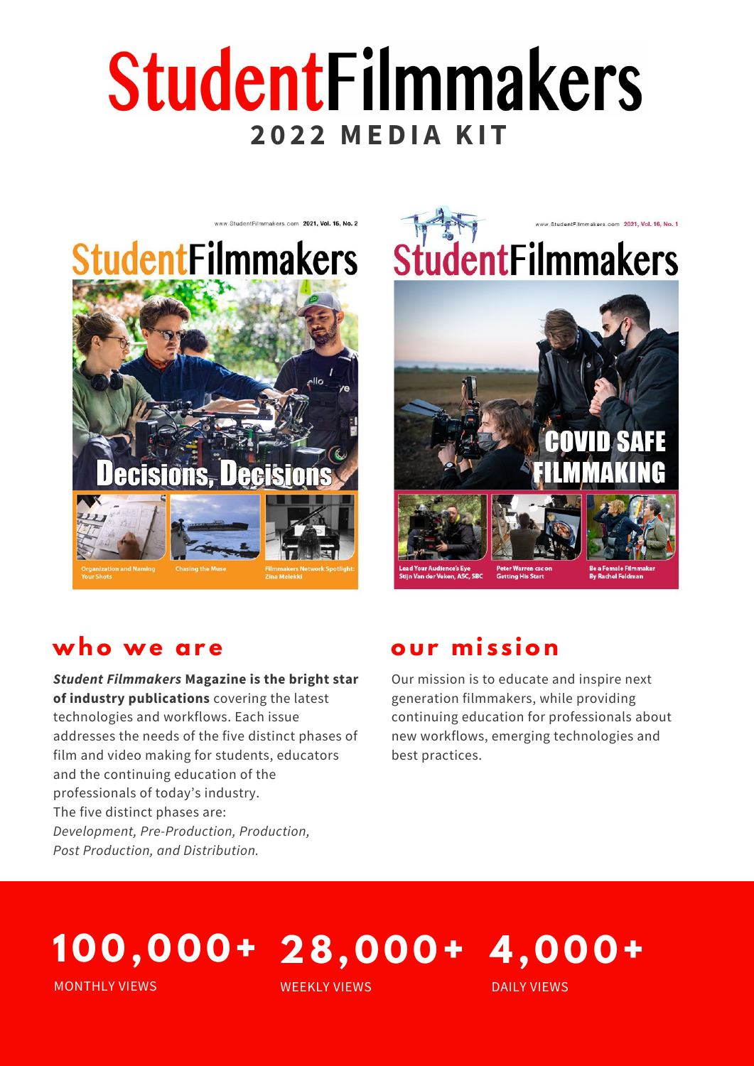# StudentFilmmakers

## 2022 MEDIA KIT

## who we are

***Student Filmmakers* Magazine is the bright star of industry publications** covering the latest technologies and workflows. Each issue addresses the needs of the five distinct phases of film and video making for students, educators and the continuing education of the professionals of today's industry.
The five distinct phases are:
*Development, Pre-Production, Production, Post Production, and Distribution.*

## our mission

Our mission is to educate and inspire next generation filmmakers, while providing continuing education for professionals about new workflows, emerging technologies and best practices.

**100,000+**
MONTHLY VIEWS

**28,000+**
WEEKLY VIEWS

**4,000+**
DAILY VIEWS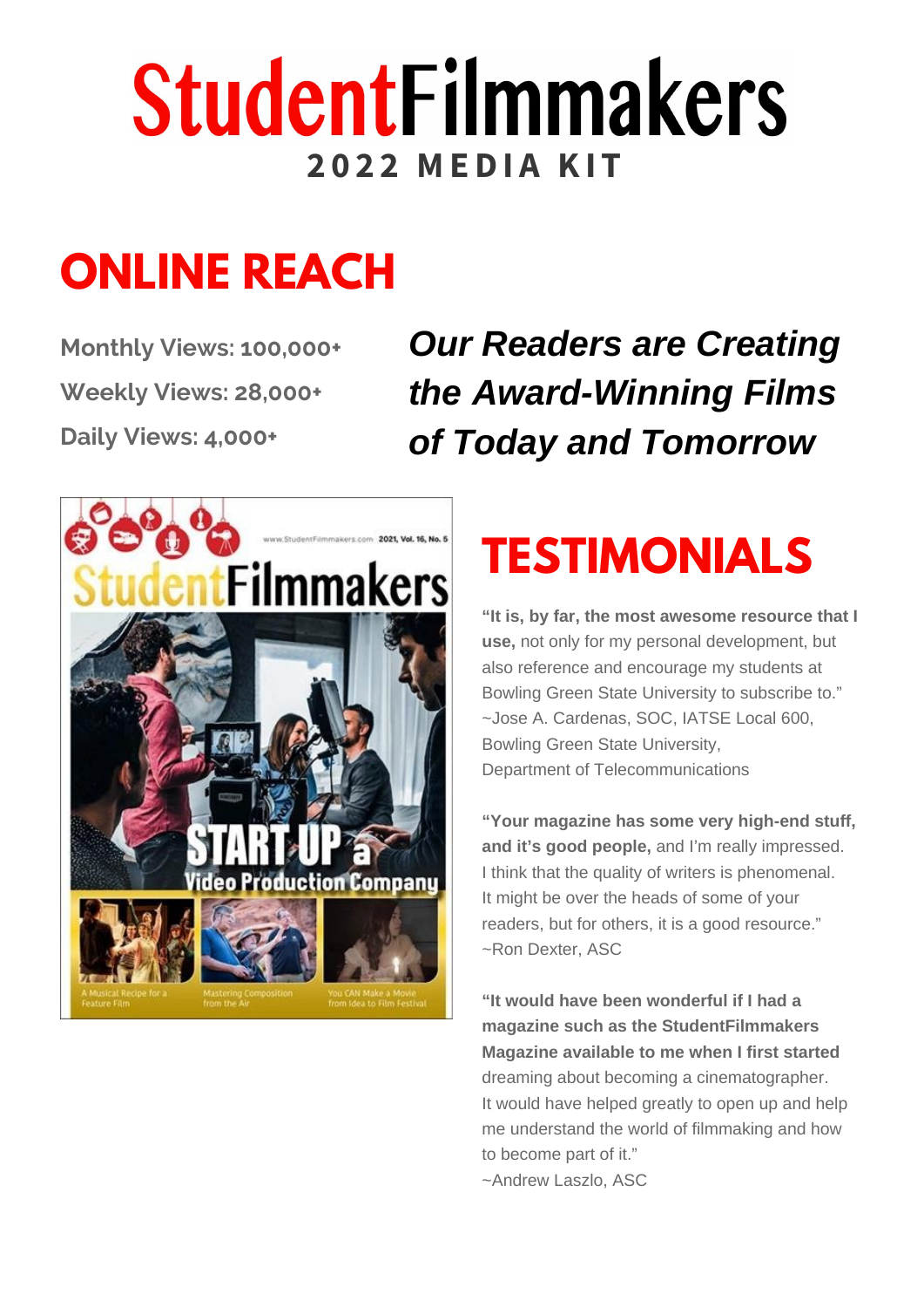# StudentFilmmakers

**2022 MEDIA KIT**

## ONLINE REACH

**Monthly Views: 100,000+**

**Weekly Views: 28,000+**

**Daily Views: 4,000+**

***Our Readers are Creating the Award-Winning Films of Today and Tomorrow***

## TESTIMONIALS

**"It is, by far, the most awesome resource that I use,** not only for my personal development, but also reference and encourage my students at Bowling Green State University to subscribe to."
~Jose A. Cardenas, SOC, IATSE Local 600, Bowling Green State University, Department of Telecommunications

**"Your magazine has some very high-end stuff, and it's good people,** and I'm really impressed. I think that the quality of writers is phenomenal. It might be over the heads of some of your readers, but for others, it is a good resource."
~Ron Dexter, ASC

**"It would have been wonderful if I had a magazine such as the StudentFilmmakers Magazine available to me when I first started** dreaming about becoming a cinematographer. It would have helped greatly to open up and help me understand the world of filmmaking and how to become part of it."
~Andrew Laszlo, ASC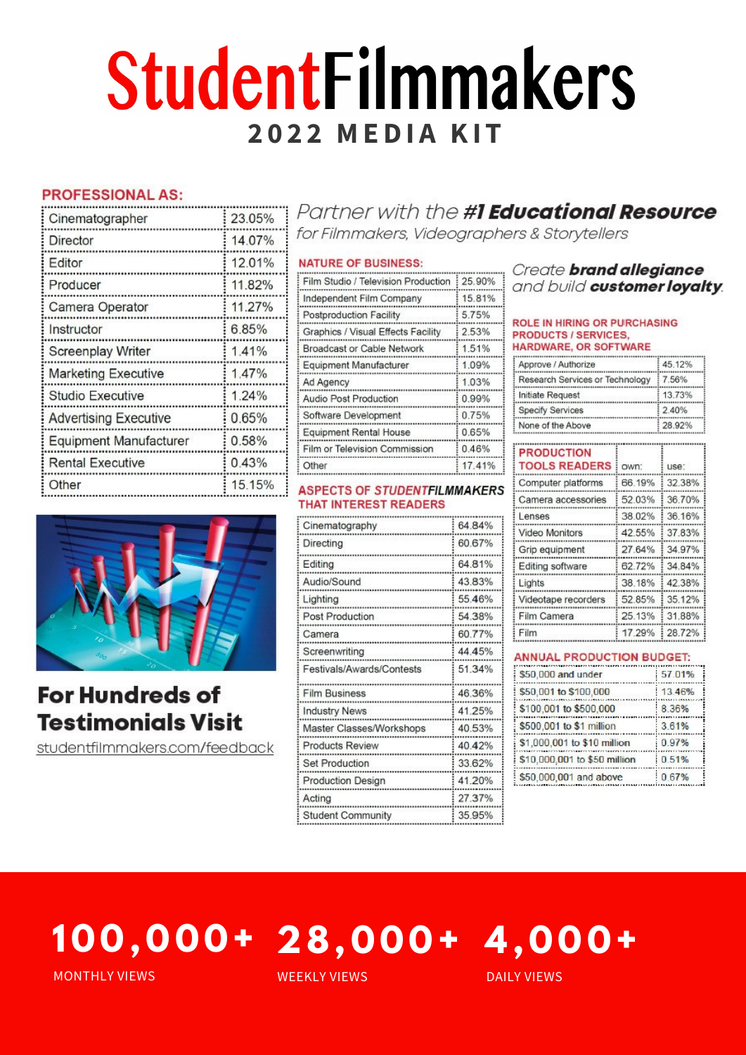# StudentFilmmakers

## 2022 MEDIA KIT

### PROFESSIONAL AS:

| Professional As | % |
|---|---|
| Cinematographer | 23.05% |
| Director | 14.07% |
| Editor | 12.01% |
| Producer | 11.82% |
| Camera Operator | 11.27% |
| Instructor | 6.85% |
| Screenplay Writer | 1.41% |
| Marketing Executive | 1.47% |
| Studio Executive | 1.24% |
| Advertising Executive | 0.65% |
| Equipment Manufacturer | 0.58% |
| Rental Executive | 0.43% |
| Other | 15.15% |

**For Hundreds of Testimonials Visit**
studentfilmmakers.com/feedback

*Partner with the **#1 Educational Resource***
*for Filmmakers, Videographers & Storytellers*

### NATURE OF BUSINESS:

| Nature of Business | % |
|---|---|
| Film Studio / Television Production | 25.90% |
| Independent Film Company | 15.81% |
| Postproduction Facility | 5.75% |
| Graphics / Visual Effects Facility | 2.53% |
| Broadcast or Cable Network | 1.51% |
| Equipment Manufacturer | 1.09% |
| Ad Agency | 1.03% |
| Audio Post Production | 0.99% |
| Software Development | 0.75% |
| Equipment Rental House | 0.65% |
| Film or Television Commission | 0.46% |
| Other | 17.41% |

### ASPECTS OF *STUDENTFILMMAKERS* THAT INTEREST READERS

| Aspect | % |
|---|---|
| Cinematography | 64.84% |
| Directing | 60.67% |
| Editing | 64.81% |
| Audio/Sound | 43.83% |
| Lighting | 55.46% |
| Post Production | 54.38% |
| Camera | 60.77% |
| Screenwriting | 44.45% |
| Festivals/Awards/Contests | 51.34% |
| Film Business | 46.36% |
| Industry News | 41.25% |
| Master Classes/Workshops | 40.53% |
| Products Review | 40.42% |
| Set Production | 33.62% |
| Production Design | 41.20% |
| Acting | 27.37% |
| Student Community | 35.95% |

*Create **brand allegiance** and build **customer loyalty**.*

### ROLE IN HIRING OR PURCHASING PRODUCTS / SERVICES, HARDWARE, OR SOFTWARE

| Role | % |
|---|---|
| Approve / Authorize | 45.12% |
| Research Services or Technology | 7.56% |
| Initiate Request | 13.73% |
| Specify Services | 2.40% |
| None of the Above | 28.92% |

### PRODUCTION TOOLS READERS

| PRODUCTION TOOLS READERS | own: | use: |
|---|---|---|
| Computer platforms | 66.19% | 32.38% |
| Camera accessories | 52.03% | 36.70% |
| Lenses | 38.02% | 36.16% |
| Video Monitors | 42.55% | 37.83% |
| Grip equipment | 27.64% | 34.97% |
| Editing software | 62.72% | 34.84% |
| Lights | 38.18% | 42.38% |
| Videotape recorders | 52.85% | 35.12% |
| Film Camera | 25.13% | 31.88% |
| Film | 17.29% | 28.72% |

### ANNUAL PRODUCTION BUDGET:

| Budget | % |
|---|---|
| $50,000 and under | 57.01% |
| $50,001 to $100,000 | 13.46% |
| $100,001 to $500,000 | 8.36% |
| $500,001 to $1 million | 3.61% |
| $1,000,001 to $10 million | 0.97% |
| $10,000,001 to $50 million | 0.51% |
| $50,000,001 and above | 0.67% |

**100,000+** MONTHLY VIEWS

**28,000+** WEEKLY VIEWS

**4,000+** DAILY VIEWS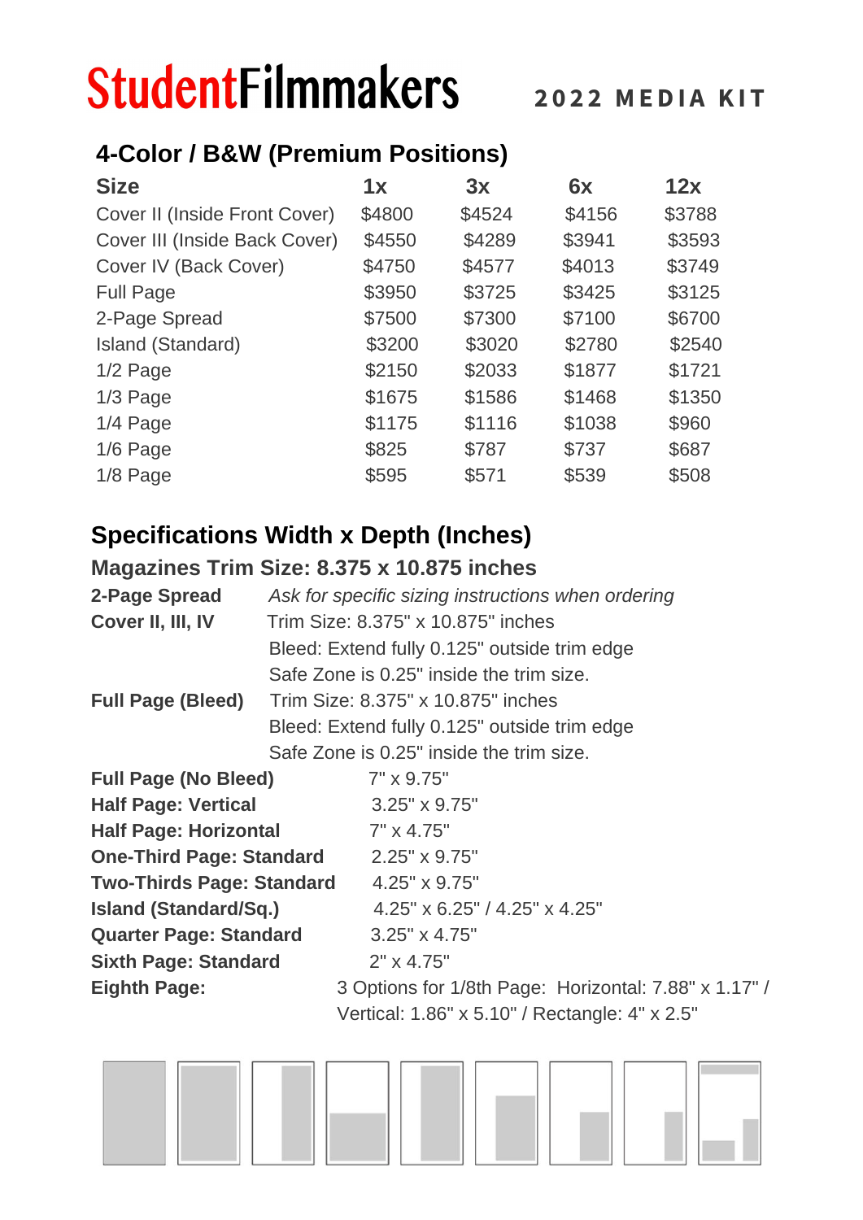# StudentFilmmakers

**2022 MEDIA KIT**

## 4-Color / B&W (Premium Positions)

| Size | 1x | 3x | 6x | 12x |
|---|---|---|---|---|
| Cover II (Inside Front Cover) | $4800 | $4524 | $4156 | $3788 |
| Cover III (Inside Back Cover) | $4550 | $4289 | $3941 | $3593 |
| Cover IV (Back Cover) | $4750 | $4577 | $4013 | $3749 |
| Full Page | $3950 | $3725 | $3425 | $3125 |
| 2-Page Spread | $7500 | $7300 | $7100 | $6700 |
| Island (Standard) | $3200 | $3020 | $2780 | $2540 |
| 1/2 Page | $2150 | $2033 | $1877 | $1721 |
| 1/3 Page | $1675 | $1586 | $1468 | $1350 |
| 1/4 Page | $1175 | $1116 | $1038 | $960 |
| 1/6 Page | $825 | $787 | $737 | $687 |
| 1/8 Page | $595 | $571 | $539 | $508 |

## Specifications Width x Depth (Inches)

### Magazines Trim Size: 8.375 x 10.875 inches

**2-Page Spread** *Ask for specific sizing instructions when ordering*

**Cover II, III, IV**
Trim Size: 8.375" x 10.875" inches
Bleed: Extend fully 0.125" outside trim edge
Safe Zone is 0.25" inside the trim size.

**Full Page (Bleed)**
Trim Size: 8.375" x 10.875" inches
Bleed: Extend fully 0.125" outside trim edge
Safe Zone is 0.25" inside the trim size.

**Full Page (No Bleed)** 7" x 9.75"

**Half Page: Vertical** 3.25" x 9.75"

**Half Page: Horizontal** 7" x 4.75"

**One-Third Page: Standard** 2.25" x 9.75"

**Two-Thirds Page: Standard** 4.25" x 9.75"

**Island (Standard/Sq.)** 4.25" x 6.25" / 4.25" x 4.25"

**Quarter Page: Standard** 3.25" x 4.75"

**Sixth Page: Standard** 2" x 4.75"

**Eighth Page:** 3 Options for 1/8th Page: Horizontal: 7.88" x 1.17" / Vertical: 1.86" x 5.10" / Rectangle: 4" x 2.5"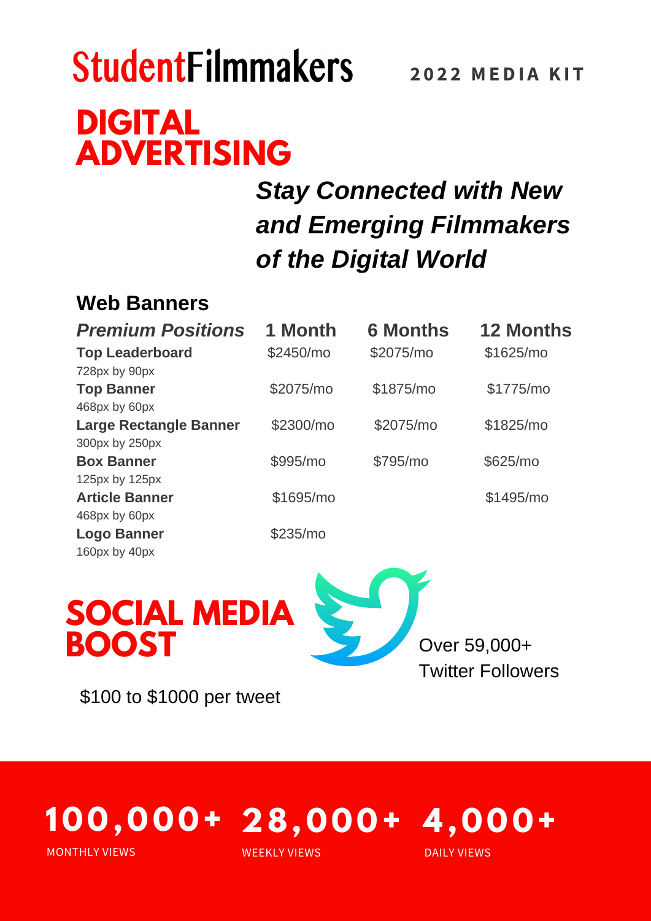# StudentFilmmakers

**2022 MEDIA KIT**

# DIGITAL ADVERTISING

***Stay Connected with New and Emerging Filmmakers of the Digital World***

## Web Banners

| *Premium Positions* | 1 Month | 6 Months | 12 Months |
|---|---|---|---|
| **Top Leaderboard** 728px by 90px | $2450/mo | $2075/mo | $1625/mo |
| **Top Banner** 468px by 60px | $2075/mo | $1875/mo | $1775/mo |
| **Large Rectangle Banner** 300px by 250px | $2300/mo | $2075/mo | $1825/mo |
| **Box Banner** 125px by 125px | $995/mo | $795/mo | $625/mo |
| **Article Banner** 468px by 60px | $1695/mo | | $1495/mo |
| **Logo Banner** 160px by 40px | $235/mo | | |

# SOCIAL MEDIA BOOST

Over 59,000+ Twitter Followers

$100 to $1000 per tweet

**100,000+** MONTHLY VIEWS

**28,000+** WEEKLY VIEWS

**4,000+** DAILY VIEWS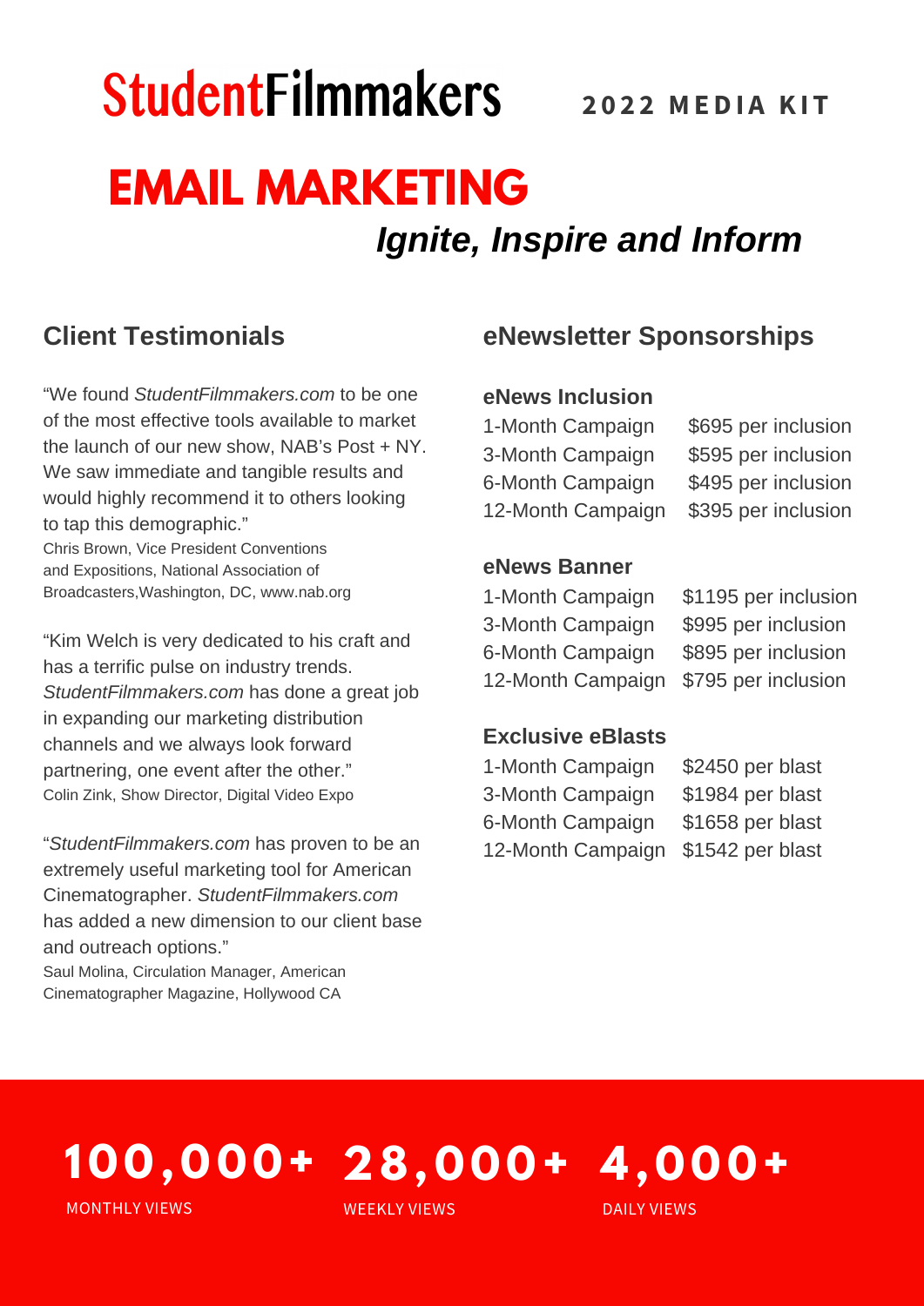# StudentFilmmakers

**2022 MEDIA KIT**

# EMAIL MARKETING

***Ignite, Inspire and Inform***

## Client Testimonials

"We found *StudentFilmmakers.com* to be one of the most effective tools available to market the launch of our new show, NAB's Post + NY. We saw immediate and tangible results and would highly recommend it to others looking to tap this demographic."
Chris Brown, Vice President Conventions and Expositions, National Association of Broadcasters,Washington, DC, www.nab.org

"Kim Welch is very dedicated to his craft and has a terrific pulse on industry trends. *StudentFilmmakers.com* has done a great job in expanding our marketing distribution channels and we always look forward partnering, one event after the other."
Colin Zink, Show Director, Digital Video Expo

"*StudentFilmmakers.com* has proven to be an extremely useful marketing tool for American Cinematographer. *StudentFilmmakers.com* has added a new dimension to our client base and outreach options."
Saul Molina, Circulation Manager, American Cinematographer Magazine, Hollywood CA

## eNewsletter Sponsorships

### eNews Inclusion

| | |
|---|---|
| 1-Month Campaign | $695 per inclusion |
| 3-Month Campaign | $595 per inclusion |
| 6-Month Campaign | $495 per inclusion |
| 12-Month Campaign | $395 per inclusion |

### eNews Banner

| | |
|---|---|
| 1-Month Campaign | $1195 per inclusion |
| 3-Month Campaign | $995 per inclusion |
| 6-Month Campaign | $895 per inclusion |
| 12-Month Campaign | $795 per inclusion |

### Exclusive eBlasts

| | |
|---|---|
| 1-Month Campaign | $2450 per blast |
| 3-Month Campaign | $1984 per blast |
| 6-Month Campaign | $1658 per blast |
| 12-Month Campaign | $1542 per blast |

**100,000+** MONTHLY VIEWS

**28,000+** WEEKLY VIEWS

**4,000+** DAILY VIEWS